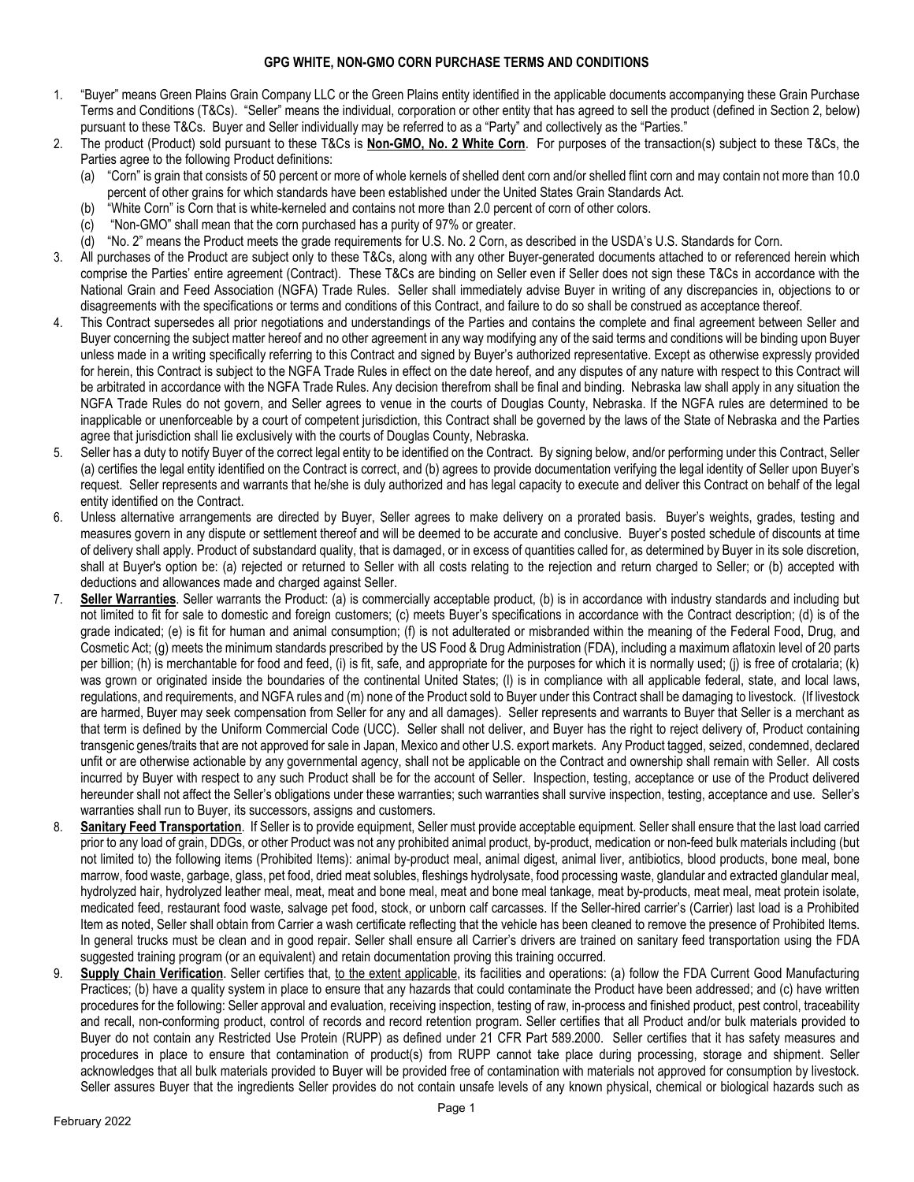# GPG WHITE, NON-GMO CORN PURCHASE TERMS AND CONDITIONS

1. "Buyer" means Green Plains Grain Company LLC or the Green Plains entity identified in the applicable documents accompanying these Grain Purchase Terms and Conditions (T&Cs). "Seller" means the individual, corporation or other entity that has agreed to sell the product (defined in Section 2, below) pursuant to these T&Cs. Buyer and Seller individually may be referred to as a "Party" and collectively as the "Parties."
2. The product (Product) sold pursuant to these T&Cs is **Non-GMO, No. 2 White Corn**. For purposes of the transaction(s) subject to these T&Cs, the Parties agree to the following Product definitions:
   (a) "Corn" is grain that consists of 50 percent or more of whole kernels of shelled dent corn and/or shelled flint corn and may contain not more than 10.0 percent of other grains for which standards have been established under the United States Grain Standards Act.
   (b) "White Corn" is Corn that is white-kerneled and contains not more than 2.0 percent of corn of other colors.
   (c) "Non-GMO" shall mean that the corn purchased has a purity of 97% or greater.
   (d) "No. 2" means the Product meets the grade requirements for U.S. No. 2 Corn, as described in the USDA's U.S. Standards for Corn.
3. All purchases of the Product are subject only to these T&Cs, along with any other Buyer-generated documents attached to or referenced herein which comprise the Parties' entire agreement (Contract). These T&Cs are binding on Seller even if Seller does not sign these T&Cs in accordance with the National Grain and Feed Association (NGFA) Trade Rules. Seller shall immediately advise Buyer in writing of any discrepancies in, objections to or disagreements with the specifications or terms and conditions of this Contract, and failure to do so shall be construed as acceptance thereof.
4. This Contract supersedes all prior negotiations and understandings of the Parties and contains the complete and final agreement between Seller and Buyer concerning the subject matter hereof and no other agreement in any way modifying any of the said terms and conditions will be binding upon Buyer unless made in a writing specifically referring to this Contract and signed by Buyer's authorized representative. Except as otherwise expressly provided for herein, this Contract is subject to the NGFA Trade Rules in effect on the date hereof, and any disputes of any nature with respect to this Contract will be arbitrated in accordance with the NGFA Trade Rules. Any decision therefrom shall be final and binding. Nebraska law shall apply in any situation the NGFA Trade Rules do not govern, and Seller agrees to venue in the courts of Douglas County, Nebraska. If the NGFA rules are determined to be inapplicable or unenforceable by a court of competent jurisdiction, this Contract shall be governed by the laws of the State of Nebraska and the Parties agree that jurisdiction shall lie exclusively with the courts of Douglas County, Nebraska.
5. Seller has a duty to notify Buyer of the correct legal entity to be identified on the Contract. By signing below, and/or performing under this Contract, Seller (a) certifies the legal entity identified on the Contract is correct, and (b) agrees to provide documentation verifying the legal identity of Seller upon Buyer's request. Seller represents and warrants that he/she is duly authorized and has legal capacity to execute and deliver this Contract on behalf of the legal entity identified on the Contract.
6. Unless alternative arrangements are directed by Buyer, Seller agrees to make delivery on a prorated basis. Buyer's weights, grades, testing and measures govern in any dispute or settlement thereof and will be deemed to be accurate and conclusive. Buyer's posted schedule of discounts at time of delivery shall apply. Product of substandard quality, that is damaged, or in excess of quantities called for, as determined by Buyer in its sole discretion, shall at Buyer's option be: (a) rejected or returned to Seller with all costs relating to the rejection and return charged to Seller; or (b) accepted with deductions and allowances made and charged against Seller.
7. **Seller Warranties**. Seller warrants the Product: (a) is commercially acceptable product, (b) is in accordance with industry standards and including but not limited to fit for sale to domestic and foreign customers; (c) meets Buyer's specifications in accordance with the Contract description; (d) is of the grade indicated; (e) is fit for human and animal consumption; (f) is not adulterated or misbranded within the meaning of the Federal Food, Drug, and Cosmetic Act; (g) meets the minimum standards prescribed by the US Food & Drug Administration (FDA), including a maximum aflatoxin level of 20 parts per billion; (h) is merchantable for food and feed, (i) is fit, safe, and appropriate for the purposes for which it is normally used; (j) is free of crotalaria; (k) was grown or originated inside the boundaries of the continental United States; (l) is in compliance with all applicable federal, state, and local laws, regulations, and requirements, and NGFA rules and (m) none of the Product sold to Buyer under this Contract shall be damaging to livestock. (If livestock are harmed, Buyer may seek compensation from Seller for any and all damages). Seller represents and warrants to Buyer that Seller is a merchant as that term is defined by the Uniform Commercial Code (UCC). Seller shall not deliver, and Buyer has the right to reject delivery of, Product containing transgenic genes/traits that are not approved for sale in Japan, Mexico and other U.S. export markets. Any Product tagged, seized, condemned, declared unfit or are otherwise actionable by any governmental agency, shall not be applicable on the Contract and ownership shall remain with Seller. All costs incurred by Buyer with respect to any such Product shall be for the account of Seller. Inspection, testing, acceptance or use of the Product delivered hereunder shall not affect the Seller's obligations under these warranties; such warranties shall survive inspection, testing, acceptance and use. Seller's warranties shall run to Buyer, its successors, assigns and customers.
8. **Sanitary Feed Transportation**. If Seller is to provide equipment, Seller must provide acceptable equipment. Seller shall ensure that the last load carried prior to any load of grain, DDGs, or other Product was not any prohibited animal product, by-product, medication or non-feed bulk materials including (but not limited to) the following items (Prohibited Items): animal by-product meal, animal digest, animal liver, antibiotics, blood products, bone meal, bone marrow, food waste, garbage, glass, pet food, dried meat solubles, fleshings hydrolysate, food processing waste, glandular and extracted glandular meal, hydrolyzed hair, hydrolyzed leather meal, meat, meat and bone meal, meat and bone meal tankage, meat by-products, meat meal, meat protein isolate, medicated feed, restaurant food waste, salvage pet food, stock, or unborn calf carcasses. If the Seller-hired carrier's (Carrier) last load is a Prohibited Item as noted, Seller shall obtain from Carrier a wash certificate reflecting that the vehicle has been cleaned to remove the presence of Prohibited Items. In general trucks must be clean and in good repair. Seller shall ensure all Carrier's drivers are trained on sanitary feed transportation using the FDA suggested training program (or an equivalent) and retain documentation proving this training occurred.
9. **Supply Chain Verification**. Seller certifies that, <u>to the extent applicable</u>, its facilities and operations: (a) follow the FDA Current Good Manufacturing Practices; (b) have a quality system in place to ensure that any hazards that could contaminate the Product have been addressed; and (c) have written procedures for the following: Seller approval and evaluation, receiving inspection, testing of raw, in-process and finished product, pest control, traceability and recall, non-conforming product, control of records and record retention program. Seller certifies that all Product and/or bulk materials provided to Buyer do not contain any Restricted Use Protein (RUPP) as defined under 21 CFR Part 589.2000. Seller certifies that it has safety measures and procedures in place to ensure that contamination of product(s) from RUPP cannot take place during processing, storage and shipment. Seller acknowledges that all bulk materials provided to Buyer will be provided free of contamination with materials not approved for consumption by livestock. Seller assures Buyer that the ingredients Seller provides do not contain unsafe levels of any known physical, chemical or biological hazards such as

February 2022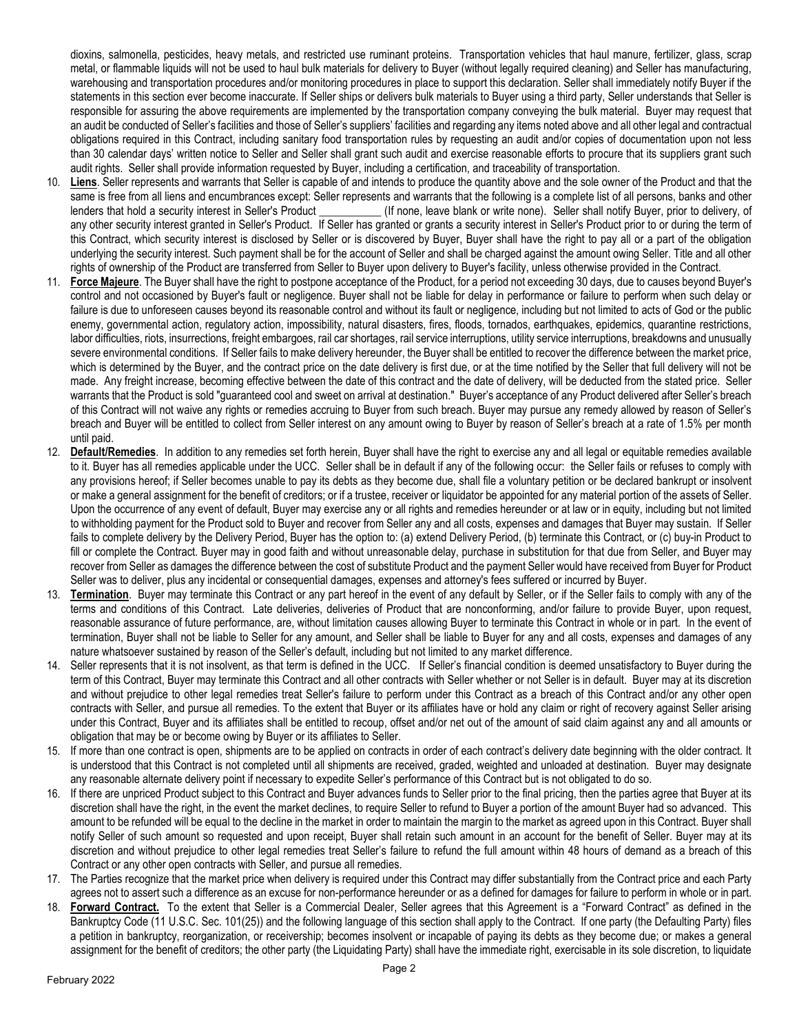dioxins, salmonella, pesticides, heavy metals, and restricted use ruminant proteins. Transportation vehicles that haul manure, fertilizer, glass, scrap metal, or flammable liquids will not be used to haul bulk materials for delivery to Buyer (without legally required cleaning) and Seller has manufacturing, warehousing and transportation procedures and/or monitoring procedures in place to support this declaration. Seller shall immediately notify Buyer if the statements in this section ever become inaccurate. If Seller ships or delivers bulk materials to Buyer using a third party, Seller understands that Seller is responsible for assuring the above requirements are implemented by the transportation company conveying the bulk material. Buyer may request that an audit be conducted of Seller's facilities and those of Seller's suppliers' facilities and regarding any items noted above and all other legal and contractual obligations required in this Contract, including sanitary food transportation rules by requesting an audit and/or copies of documentation upon not less than 30 calendar days' written notice to Seller and Seller shall grant such audit and exercise reasonable efforts to procure that its suppliers grant such audit rights. Seller shall provide information requested by Buyer, including a certification, and traceability of transportation.

10. **Liens**. Seller represents and warrants that Seller is capable of and intends to produce the quantity above and the sole owner of the Product and that the same is free from all liens and encumbrances except: Seller represents and warrants that the following is a complete list of all persons, banks and other lenders that hold a security interest in Seller's Product ___________ (If none, leave blank or write none). Seller shall notify Buyer, prior to delivery, of any other security interest granted in Seller's Product. If Seller has granted or grants a security interest in Seller's Product prior to or during the term of this Contract, which security interest is disclosed by Seller or is discovered by Buyer, Buyer shall have the right to pay all or a part of the obligation underlying the security interest. Such payment shall be for the account of Seller and shall be charged against the amount owing Seller. Title and all other rights of ownership of the Product are transferred from Seller to Buyer upon delivery to Buyer's facility, unless otherwise provided in the Contract.
11. **Force Majeure**. The Buyer shall have the right to postpone acceptance of the Product, for a period not exceeding 30 days, due to causes beyond Buyer's control and not occasioned by Buyer's fault or negligence. Buyer shall not be liable for delay in performance or failure to perform when such delay or failure is due to unforeseen causes beyond its reasonable control and without its fault or negligence, including but not limited to acts of God or the public enemy, governmental action, regulatory action, impossibility, natural disasters, fires, floods, tornados, earthquakes, epidemics, quarantine restrictions, labor difficulties, riots, insurrections, freight embargoes, rail car shortages, rail service interruptions, utility service interruptions, breakdowns and unusually severe environmental conditions. If Seller fails to make delivery hereunder, the Buyer shall be entitled to recover the difference between the market price, which is determined by the Buyer, and the contract price on the date delivery is first due, or at the time notified by the Seller that full delivery will not be made. Any freight increase, becoming effective between the date of this contract and the date of delivery, will be deducted from the stated price. Seller warrants that the Product is sold "guaranteed cool and sweet on arrival at destination." Buyer's acceptance of any Product delivered after Seller's breach of this Contract will not waive any rights or remedies accruing to Buyer from such breach. Buyer may pursue any remedy allowed by reason of Seller's breach and Buyer will be entitled to collect from Seller interest on any amount owing to Buyer by reason of Seller's breach at a rate of 1.5% per month until paid.
12. **Default/Remedies**. In addition to any remedies set forth herein, Buyer shall have the right to exercise any and all legal or equitable remedies available to it. Buyer has all remedies applicable under the UCC. Seller shall be in default if any of the following occur: the Seller fails or refuses to comply with any provisions hereof; if Seller becomes unable to pay its debts as they become due, shall file a voluntary petition or be declared bankrupt or insolvent or make a general assignment for the benefit of creditors; or if a trustee, receiver or liquidator be appointed for any material portion of the assets of Seller. Upon the occurrence of any event of default, Buyer may exercise any or all rights and remedies hereunder or at law or in equity, including but not limited to withholding payment for the Product sold to Buyer and recover from Seller any and all costs, expenses and damages that Buyer may sustain. If Seller fails to complete delivery by the Delivery Period, Buyer has the option to: (a) extend Delivery Period, (b) terminate this Contract, or (c) buy-in Product to fill or complete the Contract. Buyer may in good faith and without unreasonable delay, purchase in substitution for that due from Seller, and Buyer may recover from Seller as damages the difference between the cost of substitute Product and the payment Seller would have received from Buyer for Product Seller was to deliver, plus any incidental or consequential damages, expenses and attorney's fees suffered or incurred by Buyer.
13. **Termination**. Buyer may terminate this Contract or any part hereof in the event of any default by Seller, or if the Seller fails to comply with any of the terms and conditions of this Contract. Late deliveries, deliveries of Product that are nonconforming, and/or failure to provide Buyer, upon request, reasonable assurance of future performance, are, without limitation causes allowing Buyer to terminate this Contract in whole or in part. In the event of termination, Buyer shall not be liable to Seller for any amount, and Seller shall be liable to Buyer for any and all costs, expenses and damages of any nature whatsoever sustained by reason of the Seller's default, including but not limited to any market difference.
14. Seller represents that it is not insolvent, as that term is defined in the UCC. If Seller's financial condition is deemed unsatisfactory to Buyer during the term of this Contract, Buyer may terminate this Contract and all other contracts with Seller whether or not Seller is in default. Buyer may at its discretion and without prejudice to other legal remedies treat Seller's failure to perform under this Contract as a breach of this Contract and/or any other open contracts with Seller, and pursue all remedies. To the extent that Buyer or its affiliates have or hold any claim or right of recovery against Seller arising under this Contract, Buyer and its affiliates shall be entitled to recoup, offset and/or net out of the amount of said claim against any and all amounts or obligation that may be or become owing by Buyer or its affiliates to Seller.
15. If more than one contract is open, shipments are to be applied on contracts in order of each contract's delivery date beginning with the older contract. It is understood that this Contract is not completed until all shipments are received, graded, weighted and unloaded at destination. Buyer may designate any reasonable alternate delivery point if necessary to expedite Seller's performance of this Contract but is not obligated to do so.
16. If there are unpriced Product subject to this Contract and Buyer advances funds to Seller prior to the final pricing, then the parties agree that Buyer at its discretion shall have the right, in the event the market declines, to require Seller to refund to Buyer a portion of the amount Buyer had so advanced. This amount to be refunded will be equal to the decline in the market in order to maintain the margin to the market as agreed upon in this Contract. Buyer shall notify Seller of such amount so requested and upon receipt, Buyer shall retain such amount in an account for the benefit of Seller. Buyer may at its discretion and without prejudice to other legal remedies treat Seller's failure to refund the full amount within 48 hours of demand as a breach of this Contract or any other open contracts with Seller, and pursue all remedies.
17. The Parties recognize that the market price when delivery is required under this Contract may differ substantially from the Contract price and each Party agrees not to assert such a difference as an excuse for non-performance hereunder or as a defined for damages for failure to perform in whole or in part.
18. **Forward Contract.** To the extent that Seller is a Commercial Dealer, Seller agrees that this Agreement is a "Forward Contract" as defined in the Bankruptcy Code (11 U.S.C. Sec. 101(25)) and the following language of this section shall apply to the Contract. If one party (the Defaulting Party) files a petition in bankruptcy, reorganization, or receivership; becomes insolvent or incapable of paying its debts as they become due; or makes a general assignment for the benefit of creditors; the other party (the Liquidating Party) shall have the immediate right, exercisable in its sole discretion, to liquidate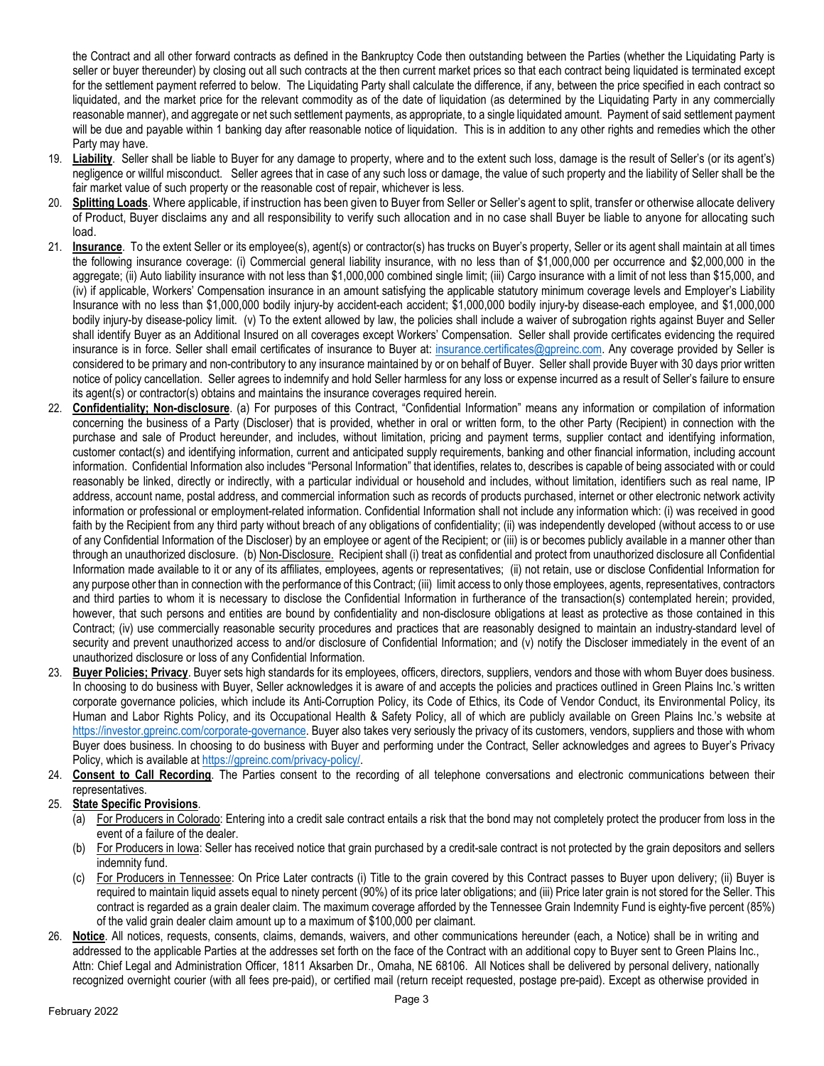the Contract and all other forward contracts as defined in the Bankruptcy Code then outstanding between the Parties (whether the Liquidating Party is seller or buyer thereunder) by closing out all such contracts at the then current market prices so that each contract being liquidated is terminated except for the settlement payment referred to below. The Liquidating Party shall calculate the difference, if any, between the price specified in each contract so liquidated, and the market price for the relevant commodity as of the date of liquidation (as determined by the Liquidating Party in any commercially reasonable manner), and aggregate or net such settlement payments, as appropriate, to a single liquidated amount. Payment of said settlement payment will be due and payable within 1 banking day after reasonable notice of liquidation. This is in addition to any other rights and remedies which the other Party may have.

19. **Liability**. Seller shall be liable to Buyer for any damage to property, where and to the extent such loss, damage is the result of Seller's (or its agent's) negligence or willful misconduct. Seller agrees that in case of any such loss or damage, the value of such property and the liability of Seller shall be the fair market value of such property or the reasonable cost of repair, whichever is less.

20. **Splitting Loads**. Where applicable, if instruction has been given to Buyer from Seller or Seller's agent to split, transfer or otherwise allocate delivery of Product, Buyer disclaims any and all responsibility to verify such allocation and in no case shall Buyer be liable to anyone for allocating such load.

21. **Insurance**. To the extent Seller or its employee(s), agent(s) or contractor(s) has trucks on Buyer's property, Seller or its agent shall maintain at all times the following insurance coverage: (i) Commercial general liability insurance, with no less than of $1,000,000 per occurrence and $2,000,000 in the aggregate; (ii) Auto liability insurance with not less than $1,000,000 combined single limit; (iii) Cargo insurance with a limit of not less than $15,000, and (iv) if applicable, Workers' Compensation insurance in an amount satisfying the applicable statutory minimum coverage levels and Employer's Liability Insurance with no less than $1,000,000 bodily injury-by accident-each accident; $1,000,000 bodily injury-by disease-each employee, and $1,000,000 bodily injury-by disease-policy limit. (v) To the extent allowed by law, the policies shall include a waiver of subrogation rights against Buyer and Seller shall identify Buyer as an Additional Insured on all coverages except Workers' Compensation. Seller shall provide certificates evidencing the required insurance is in force. Seller shall email certificates of insurance to Buyer at: insurance.certificates@gpreinc.com. Any coverage provided by Seller is considered to be primary and non-contributory to any insurance maintained by or on behalf of Buyer. Seller shall provide Buyer with 30 days prior written notice of policy cancellation. Seller agrees to indemnify and hold Seller harmless for any loss or expense incurred as a result of Seller's failure to ensure its agent(s) or contractor(s) obtains and maintains the insurance coverages required herein.

22. **Confidentiality; Non-disclosure**. (a) For purposes of this Contract, "Confidential Information" means any information or compilation of information concerning the business of a Party (Discloser) that is provided, whether in oral or written form, to the other Party (Recipient) in connection with the purchase and sale of Product hereunder, and includes, without limitation, pricing and payment terms, supplier contact and identifying information, customer contact(s) and identifying information, current and anticipated supply requirements, banking and other financial information, including account information. Confidential Information also includes "Personal Information" that identifies, relates to, describes is capable of being associated with or could reasonably be linked, directly or indirectly, with a particular individual or household and includes, without limitation, identifiers such as real name, IP address, account name, postal address, and commercial information such as records of products purchased, internet or other electronic network activity information or professional or employment-related information. Confidential Information shall not include any information which: (i) was received in good faith by the Recipient from any third party without breach of any obligations of confidentiality; (ii) was independently developed (without access to or use of any Confidential Information of the Discloser) by an employee or agent of the Recipient; or (iii) is or becomes publicly available in a manner other than through an unauthorized disclosure. (b) Non-Disclosure. Recipient shall (i) treat as confidential and protect from unauthorized disclosure all Confidential Information made available to it or any of its affiliates, employees, agents or representatives; (ii) not retain, use or disclose Confidential Information for any purpose other than in connection with the performance of this Contract; (iii) limit access to only those employees, agents, representatives, contractors and third parties to whom it is necessary to disclose the Confidential Information in furtherance of the transaction(s) contemplated herein; provided, however, that such persons and entities are bound by confidentiality and non-disclosure obligations at least as protective as those contained in this Contract; (iv) use commercially reasonable security procedures and practices that are reasonably designed to maintain an industry-standard level of security and prevent unauthorized access to and/or disclosure of Confidential Information; and (v) notify the Discloser immediately in the event of an unauthorized disclosure or loss of any Confidential Information.

23. **Buyer Policies; Privacy**. Buyer sets high standards for its employees, officers, directors, suppliers, vendors and those with whom Buyer does business. In choosing to do business with Buyer, Seller acknowledges it is aware of and accepts the policies and practices outlined in Green Plains Inc.'s written corporate governance policies, which include its Anti-Corruption Policy, its Code of Ethics, its Code of Vendor Conduct, its Environmental Policy, its Human and Labor Rights Policy, and its Occupational Health & Safety Policy, all of which are publicly available on Green Plains Inc.'s website at https://investor.gpreinc.com/corporate-governance. Buyer also takes very seriously the privacy of its customers, vendors, suppliers and those with whom Buyer does business. In choosing to do business with Buyer and performing under the Contract, Seller acknowledges and agrees to Buyer's Privacy Policy, which is available at https://gpreinc.com/privacy-policy/.

24. **Consent to Call Recording**. The Parties consent to the recording of all telephone conversations and electronic communications between their representatives.

25. **State Specific Provisions**.
    (a) For Producers in Colorado: Entering into a credit sale contract entails a risk that the bond may not completely protect the producer from loss in the event of a failure of the dealer.
    (b) For Producers in Iowa: Seller has received notice that grain purchased by a credit-sale contract is not protected by the grain depositors and sellers indemnity fund.
    (c) For Producers in Tennessee: On Price Later contracts (i) Title to the grain covered by this Contract passes to Buyer upon delivery; (ii) Buyer is required to maintain liquid assets equal to ninety percent (90%) of its price later obligations; and (iii) Price later grain is not stored for the Seller. This contract is regarded as a grain dealer claim. The maximum coverage afforded by the Tennessee Grain Indemnity Fund is eighty-five percent (85%) of the valid grain dealer claim amount up to a maximum of $100,000 per claimant.

26. **Notice**. All notices, requests, consents, claims, demands, waivers, and other communications hereunder (each, a Notice) shall be in writing and addressed to the applicable Parties at the addresses set forth on the face of the Contract with an additional copy to Buyer sent to Green Plains Inc., Attn: Chief Legal and Administration Officer, 1811 Aksarben Dr., Omaha, NE 68106. All Notices shall be delivered by personal delivery, nationally recognized overnight courier (with all fees pre-paid), or certified mail (return receipt requested, postage pre-paid). Except as otherwise provided in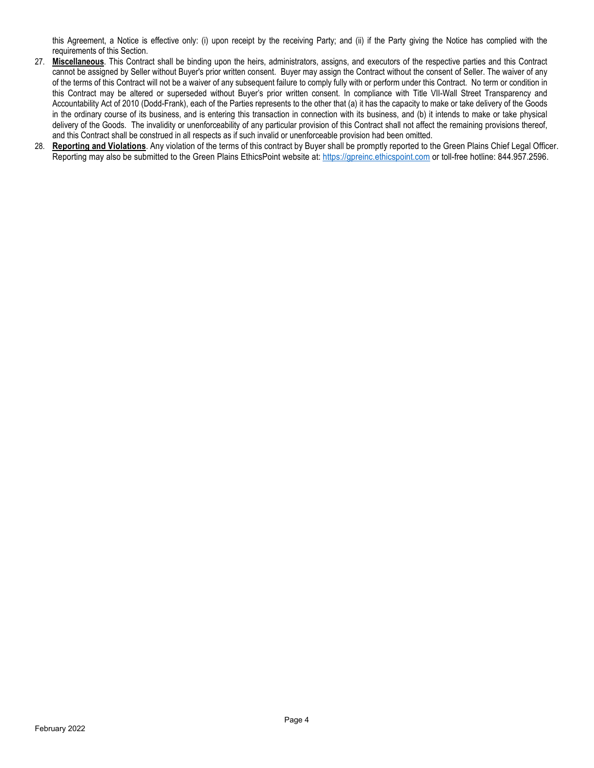this Agreement, a Notice is effective only: (i) upon receipt by the receiving Party; and (ii) if the Party giving the Notice has complied with the requirements of this Section.

27. **Miscellaneous**. This Contract shall be binding upon the heirs, administrators, assigns, and executors of the respective parties and this Contract cannot be assigned by Seller without Buyer's prior written consent. Buyer may assign the Contract without the consent of Seller. The waiver of any of the terms of this Contract will not be a waiver of any subsequent failure to comply fully with or perform under this Contract. No term or condition in this Contract may be altered or superseded without Buyer's prior written consent. In compliance with Title VII-Wall Street Transparency and Accountability Act of 2010 (Dodd-Frank), each of the Parties represents to the other that (a) it has the capacity to make or take delivery of the Goods in the ordinary course of its business, and is entering this transaction in connection with its business, and (b) it intends to make or take physical delivery of the Goods. The invalidity or unenforceability of any particular provision of this Contract shall not affect the remaining provisions thereof, and this Contract shall be construed in all respects as if such invalid or unenforceable provision had been omitted.

28. **Reporting and Violations**. Any violation of the terms of this contract by Buyer shall be promptly reported to the Green Plains Chief Legal Officer. Reporting may also be submitted to the Green Plains EthicsPoint website at: https://gpreinc.ethicspoint.com or toll-free hotline: 844.957.2596.

February 2022